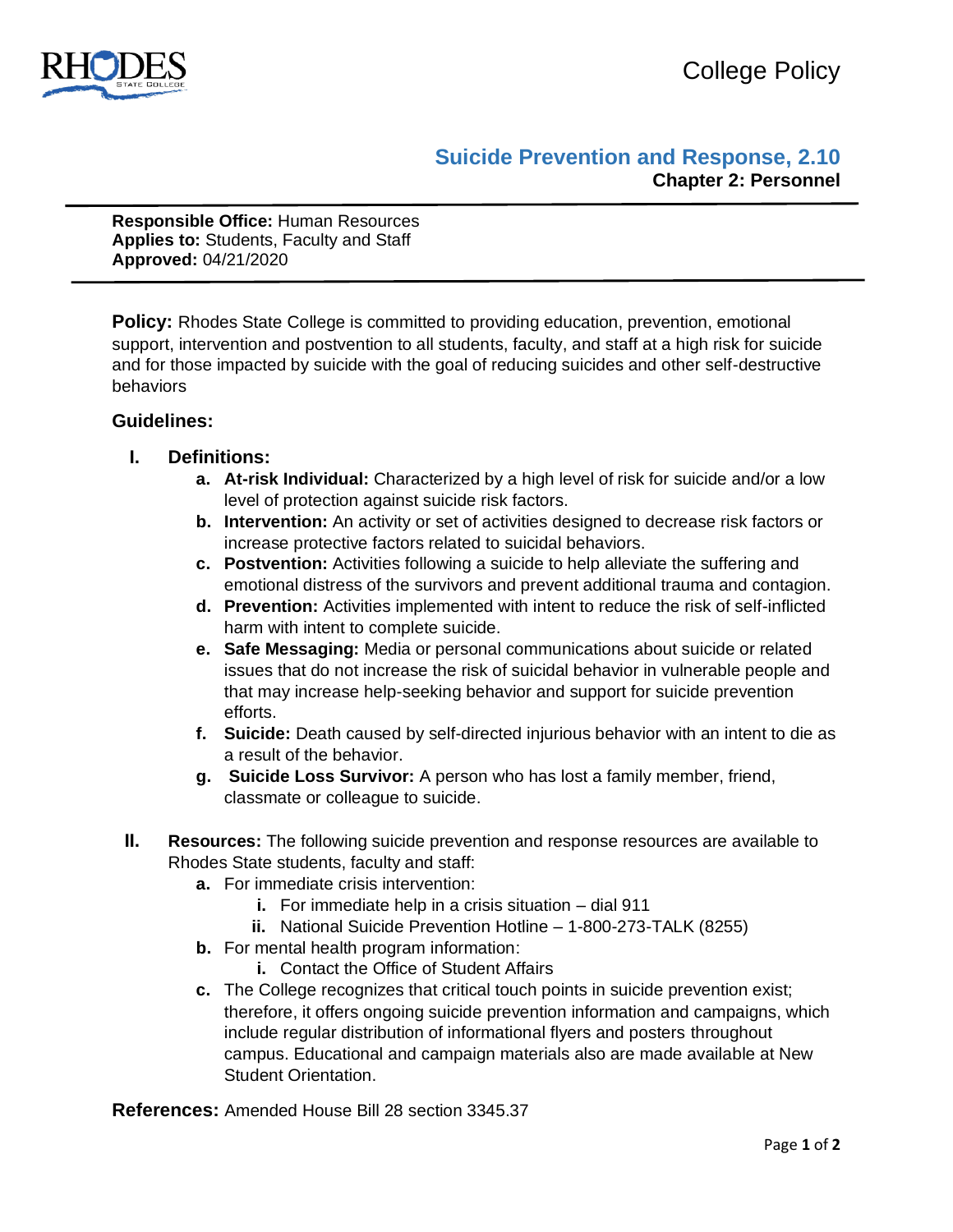College Policy

# Suicide Prevention and Response, 2.10

**Chapter 2: Personnel**

---

**Responsible Office:** Human Resources
**Applies to:** Students, Faculty and Staff
**Approved:** 04/21/2020

---

**Policy:** Rhodes State College is committed to providing education, prevention, emotional support, intervention and postvention to all students, faculty, and staff at a high risk for suicide and for those impacted by suicide with the goal of reducing suicides and other self-destructive behaviors

## Guidelines:

**I. Definitions:**

- **a. At-risk Individual:** Characterized by a high level of risk for suicide and/or a low level of protection against suicide risk factors.
- **b. Intervention:** An activity or set of activities designed to decrease risk factors or increase protective factors related to suicidal behaviors.
- **c. Postvention:** Activities following a suicide to help alleviate the suffering and emotional distress of the survivors and prevent additional trauma and contagion.
- **d. Prevention:** Activities implemented with intent to reduce the risk of self-inflicted harm with intent to complete suicide.
- **e. Safe Messaging:** Media or personal communications about suicide or related issues that do not increase the risk of suicidal behavior in vulnerable people and that may increase help-seeking behavior and support for suicide prevention efforts.
- **f. Suicide:** Death caused by self-directed injurious behavior with an intent to die as a result of the behavior.
- **g. Suicide Loss Survivor:** A person who has lost a family member, friend, classmate or colleague to suicide.

**II. Resources:** The following suicide prevention and response resources are available to Rhodes State students, faculty and staff:

- **a.** For immediate crisis intervention:
  - **i.** For immediate help in a crisis situation – dial 911
  - **ii.** National Suicide Prevention Hotline – 1-800-273-TALK (8255)
- **b.** For mental health program information:
  - **i.** Contact the Office of Student Affairs
- **c.** The College recognizes that critical touch points in suicide prevention exist; therefore, it offers ongoing suicide prevention information and campaigns, which include regular distribution of informational flyers and posters throughout campus. Educational and campaign materials also are made available at New Student Orientation.

**References:** Amended House Bill 28 section 3345.37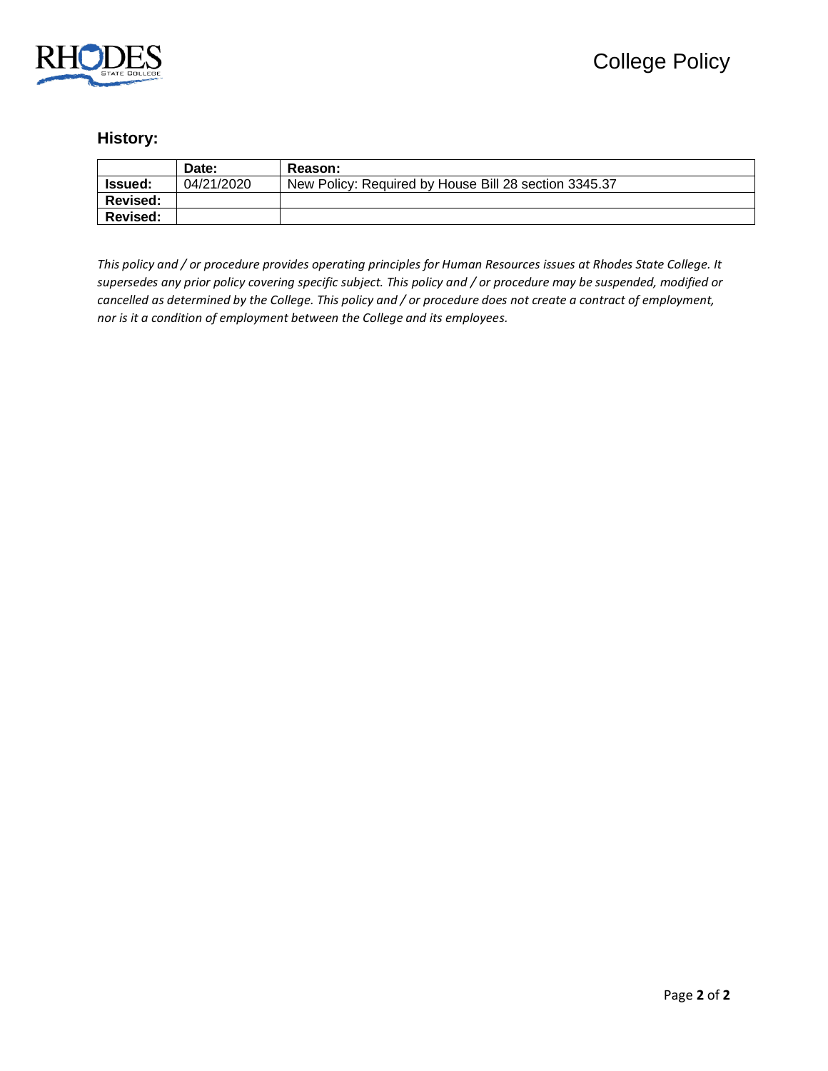## History:

| | Date: | Reason: |
|---|---|---|
| **Issued:** | 04/21/2020 | New Policy: Required by House Bill 28 section 3345.37 |
| **Revised:** | | |
| **Revised:** | | |

*This policy and / or procedure provides operating principles for Human Resources issues at Rhodes State College. It supersedes any prior policy covering specific subject. This policy and / or procedure may be suspended, modified or cancelled as determined by the College. This policy and / or procedure does not create a contract of employment, nor is it a condition of employment between the College and its employees.*